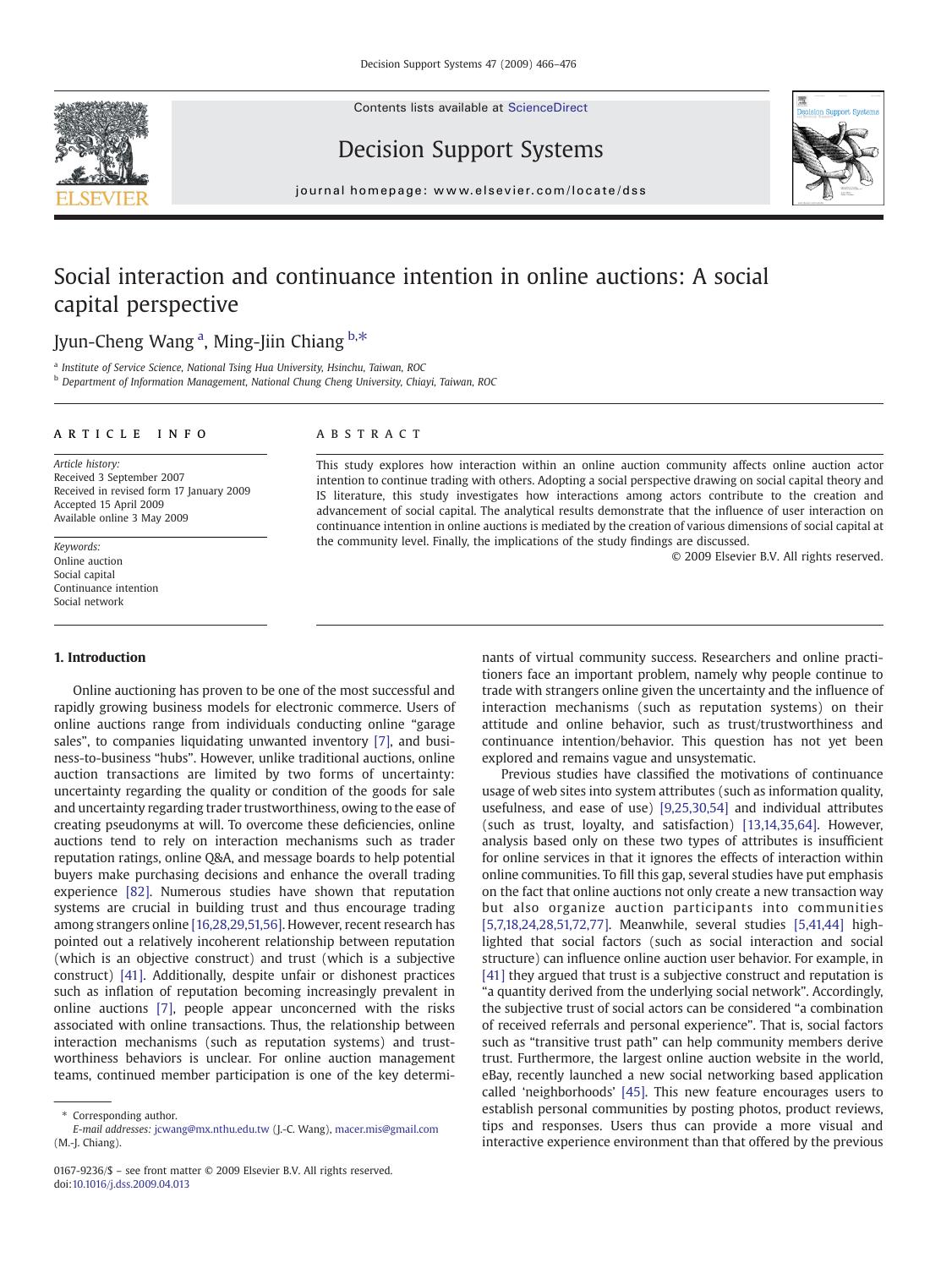# Social interaction and continuance intention in online auctions: A social capital perspective

Jyun-Cheng Wang [a], Ming-Jiin Chiang [b,*]

[a] Institute of Service Science, National Tsing Hua University, Hsinchu, Taiwan, ROC
[b] Department of Information Management, National Chung Cheng University, Chiayi, Taiwan, ROC

**ARTICLE INFO**

*Article history:*
Received 3 September 2007
Received in revised form 17 January 2009
Accepted 15 April 2009
Available online 3 May 2009

*Keywords:*
Online auction
Social capital
Continuance intention
Social network

**ABSTRACT**

This study explores how interaction within an online auction community affects online auction actor intention to continue trading with others. Adopting a social perspective drawing on social capital theory and IS literature, this study investigates how interactions among actors contribute to the creation and advancement of social capital. The analytical results demonstrate that the influence of user interaction on continuance intention in online auctions is mediated by the creation of various dimensions of social capital at the community level. Finally, the implications of the study findings are discussed.

© 2009 Elsevier B.V. All rights reserved.

## 1. Introduction

Online auctioning has proven to be one of the most successful and rapidly growing business models for electronic commerce. Users of online auctions range from individuals conducting online "garage sales", to companies liquidating unwanted inventory [7], and business-to-business "hubs". However, unlike traditional auctions, online auction transactions are limited by two forms of uncertainty: uncertainty regarding the quality or condition of the goods for sale and uncertainty regarding trader trustworthiness, owing to the ease of creating pseudonyms at will. To overcome these deficiencies, online auctions tend to rely on interaction mechanisms such as trader reputation ratings, online Q&A, and message boards to help potential buyers make purchasing decisions and enhance the overall trading experience [82]. Numerous studies have shown that reputation systems are crucial in building trust and thus encourage trading among strangers online [16,28,29,51,56]. However, recent research has pointed out a relatively incoherent relationship between reputation (which is an objective construct) and trust (which is a subjective construct) [41]. Additionally, despite unfair or dishonest practices such as inflation of reputation becoming increasingly prevalent in online auctions [7], people appear unconcerned with the risks associated with online transactions. Thus, the relationship between interaction mechanisms (such as reputation systems) and trustworthiness behaviors is unclear. For online auction management teams, continued member participation is one of the key determinants of virtual community success. Researchers and online practitioners face an important problem, namely why people continue to trade with strangers online given the uncertainty and the influence of interaction mechanisms (such as reputation systems) on their attitude and online behavior, such as trust/trustworthiness and continuance intention/behavior. This question has not yet been explored and remains vague and unsystematic.

Previous studies have classified the motivations of continuance usage of web sites into system attributes (such as information quality, usefulness, and ease of use) [9,25,30,54] and individual attributes (such as trust, loyalty, and satisfaction) [13,14,35,64]. However, analysis based only on these two types of attributes is insufficient for online services in that it ignores the effects of interaction within online communities. To fill this gap, several studies have put emphasis on the fact that online auctions not only create a new transaction way but also organize auction participants into communities [5,7,18,24,28,51,72,77]. Meanwhile, several studies [5,41,44] highlighted that social factors (such as social interaction and social structure) can influence online auction user behavior. For example, in [41] they argued that trust is a subjective construct and reputation is "a quantity derived from the underlying social network". Accordingly, the subjective trust of social actors can be considered "a combination of received referrals and personal experience". That is, social factors such as "transitive trust path" can help community members derive trust. Furthermore, the largest online auction website in the world, eBay, recently launched a new social networking based application called 'neighborhoods' [45]. This new feature encourages users to establish personal communities by posting photos, product reviews, tips and responses. Users thus can provide a more visual and interactive experience environment than that offered by the previous

\* Corresponding author.
*E-mail addresses:* jcwang@mx.nthu.edu.tw (J.-C. Wang), macer.mis@gmail.com (M.-J. Chiang).

0167-9236/$ – see front matter © 2009 Elsevier B.V. All rights reserved.
doi:10.1016/j.dss.2009.04.013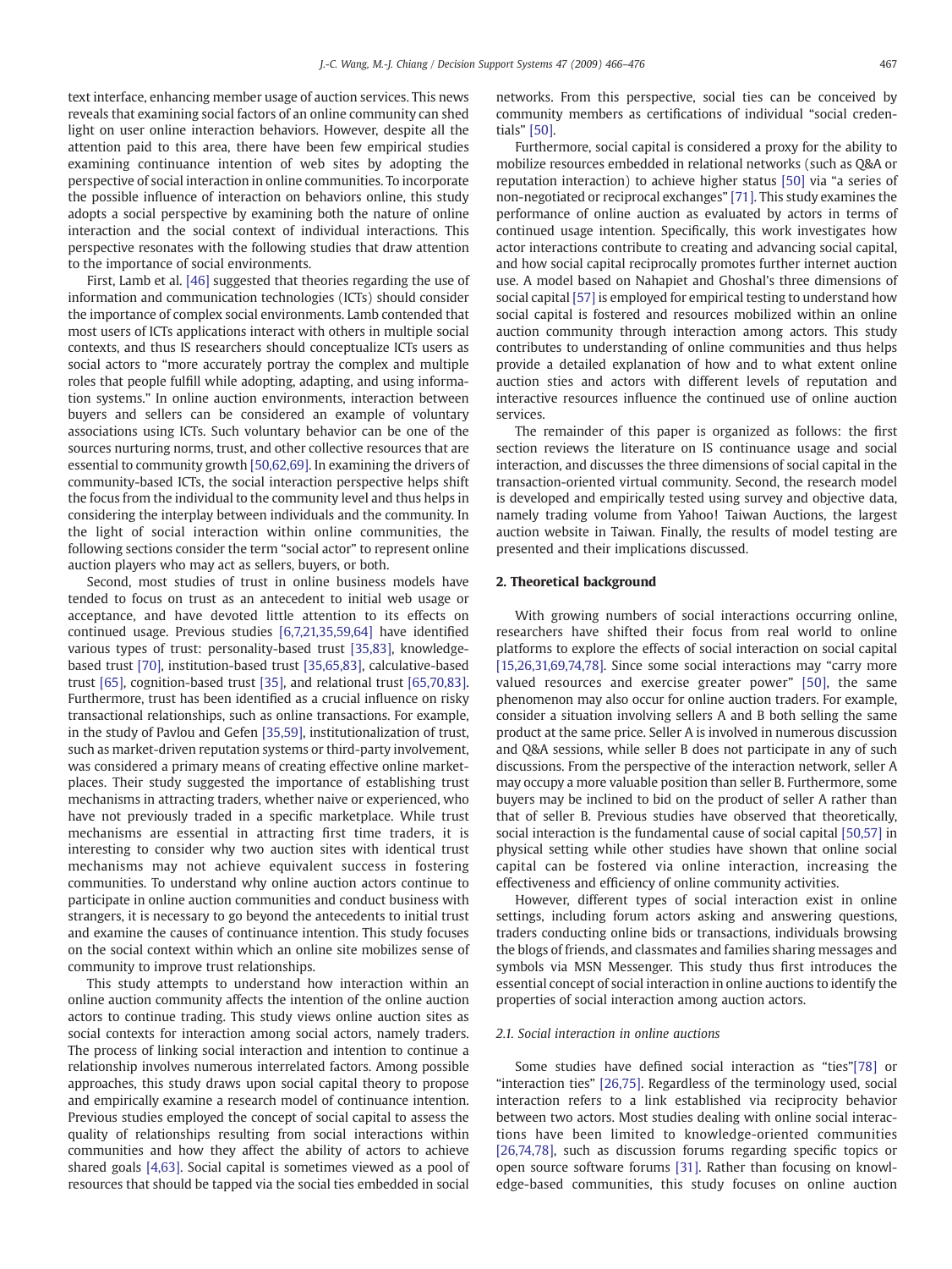text interface, enhancing member usage of auction services. This news reveals that examining social factors of an online community can shed light on user online interaction behaviors. However, despite all the attention paid to this area, there have been few empirical studies examining continuance intention of web sites by adopting the perspective of social interaction in online communities. To incorporate the possible influence of interaction on behaviors online, this study adopts a social perspective by examining both the nature of online interaction and the social context of individual interactions. This perspective resonates with the following studies that draw attention to the importance of social environments.

First, Lamb et al. [46] suggested that theories regarding the use of information and communication technologies (ICTs) should consider the importance of complex social environments. Lamb contended that most users of ICTs applications interact with others in multiple social contexts, and thus IS researchers should conceptualize ICTs users as social actors to "more accurately portray the complex and multiple roles that people fulfill while adopting, adapting, and using information systems." In online auction environments, interaction between buyers and sellers can be considered an example of voluntary associations using ICTs. Such voluntary behavior can be one of the sources nurturing norms, trust, and other collective resources that are essential to community growth [50,62,69]. In examining the drivers of community-based ICTs, the social interaction perspective helps shift the focus from the individual to the community level and thus helps in considering the interplay between individuals and the community. In the light of social interaction within online communities, the following sections consider the term "social actor" to represent online auction players who may act as sellers, buyers, or both.

Second, most studies of trust in online business models have tended to focus on trust as an antecedent to initial web usage or acceptance, and have devoted little attention to its effects on continued usage. Previous studies [6,7,21,35,59,64] have identified various types of trust: personality-based trust [35,83], knowledge-based trust [70], institution-based trust [35,65,83], calculative-based trust [65], cognition-based trust [35], and relational trust [65,70,83]. Furthermore, trust has been identified as a crucial influence on risky transactional relationships, such as online transactions. For example, in the study of Pavlou and Gefen [35,59], institutionalization of trust, such as market-driven reputation systems or third-party involvement, was considered a primary means of creating effective online marketplaces. Their study suggested the importance of establishing trust mechanisms in attracting traders, whether naive or experienced, who have not previously traded in a specific marketplace. While trust mechanisms are essential in attracting first time traders, it is interesting to consider why two auction sites with identical trust mechanisms may not achieve equivalent success in fostering communities. To understand why online auction actors continue to participate in online auction communities and conduct business with strangers, it is necessary to go beyond the antecedents to initial trust and examine the causes of continuance intention. This study focuses on the social context within which an online site mobilizes sense of community to improve trust relationships.

This study attempts to understand how interaction within an online auction community affects the intention of the online auction actors to continue trading. This study views online auction sites as social contexts for interaction among social actors, namely traders. The process of linking social interaction and intention to continue a relationship involves numerous interrelated factors. Among possible approaches, this study draws upon social capital theory to propose and empirically examine a research model of continuance intention. Previous studies employed the concept of social capital to assess the quality of relationships resulting from social interactions within communities and how they affect the ability of actors to achieve shared goals [4,63]. Social capital is sometimes viewed as a pool of resources that should be tapped via the social ties embedded in social networks. From this perspective, social ties can be conceived by community members as certifications of individual "social credentials" [50].

Furthermore, social capital is considered a proxy for the ability to mobilize resources embedded in relational networks (such as Q&A or reputation interaction) to achieve higher status [50] via "a series of non-negotiated or reciprocal exchanges" [71]. This study examines the performance of online auction as evaluated by actors in terms of continued usage intention. Specifically, this work investigates how actor interactions contribute to creating and advancing social capital, and how social capital reciprocally promotes further internet auction use. A model based on Nahapiet and Ghoshal's three dimensions of social capital [57] is employed for empirical testing to understand how social capital is fostered and resources mobilized within an online auction community through interaction among actors. This study contributes to understanding of online communities and thus helps provide a detailed explanation of how and to what extent online auction sties and actors with different levels of reputation and interactive resources influence the continued use of online auction services.

The remainder of this paper is organized as follows: the first section reviews the literature on IS continuance usage and social interaction, and discusses the three dimensions of social capital in the transaction-oriented virtual community. Second, the research model is developed and empirically tested using survey and objective data, namely trading volume from Yahoo! Taiwan Auctions, the largest auction website in Taiwan. Finally, the results of model testing are presented and their implications discussed.

## 2. Theoretical background

With growing numbers of social interactions occurring online, researchers have shifted their focus from real world to online platforms to explore the effects of social interaction on social capital [15,26,31,69,74,78]. Since some social interactions may "carry more valued resources and exercise greater power" [50], the same phenomenon may also occur for online auction traders. For example, consider a situation involving sellers A and B both selling the same product at the same price. Seller A is involved in numerous discussion and Q&A sessions, while seller B does not participate in any of such discussions. From the perspective of the interaction network, seller A may occupy a more valuable position than seller B. Furthermore, some buyers may be inclined to bid on the product of seller A rather than that of seller B. Previous studies have observed that theoretically, social interaction is the fundamental cause of social capital [50,57] in physical setting while other studies have shown that online social capital can be fostered via online interaction, increasing the effectiveness and efficiency of online community activities.

However, different types of social interaction exist in online settings, including forum actors asking and answering questions, traders conducting online bids or transactions, individuals browsing the blogs of friends, and classmates and families sharing messages and symbols via MSN Messenger. This study thus first introduces the essential concept of social interaction in online auctions to identify the properties of social interaction among auction actors.

### 2.1. Social interaction in online auctions

Some studies have defined social interaction as "ties"[78] or "interaction ties" [26,75]. Regardless of the terminology used, social interaction refers to a link established via reciprocity behavior between two actors. Most studies dealing with online social interactions have been limited to knowledge-oriented communities [26,74,78], such as discussion forums regarding specific topics or open source software forums [31]. Rather than focusing on knowledge-based communities, this study focuses on online auction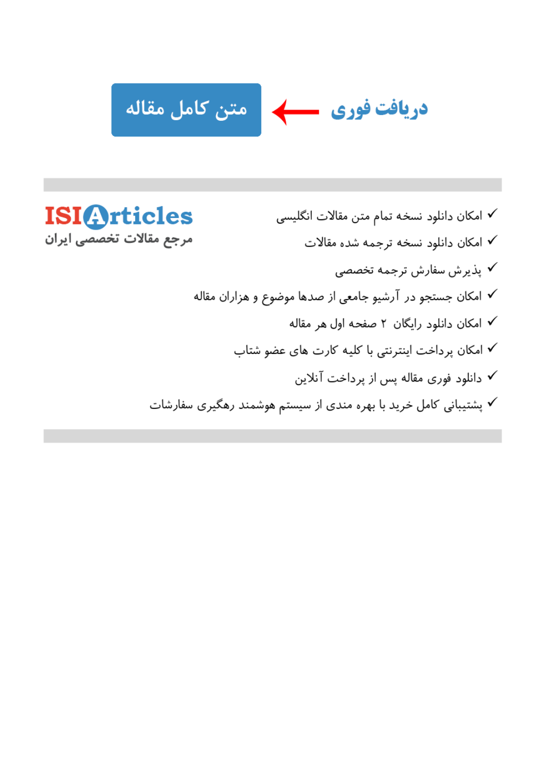دریافت فوری ← **متن کامل مقاله**

**ISIArticles**
مرجع مقالات تخصصی ایران

- ✓ امکان دانلود نسخه تمام متن مقالات انگلیسی
- ✓ امکان دانلود نسخه ترجمه شده مقالات
- ✓ پذیرش سفارش ترجمه تخصصی
- ✓ امکان جستجو در آرشیو جامعی از صدها موضوع و هزاران مقاله
- ✓ امکان دانلود رایگان ۲ صفحه اول هر مقاله
- ✓ امکان پرداخت اینترنتی با کلیه کارت های عضو شتاب
- ✓ دانلود فوری مقاله پس از پرداخت آنلاین
- ✓ پشتیبانی کامل خرید با بهره مندی از سیستم هوشمند رهگیری سفارشات